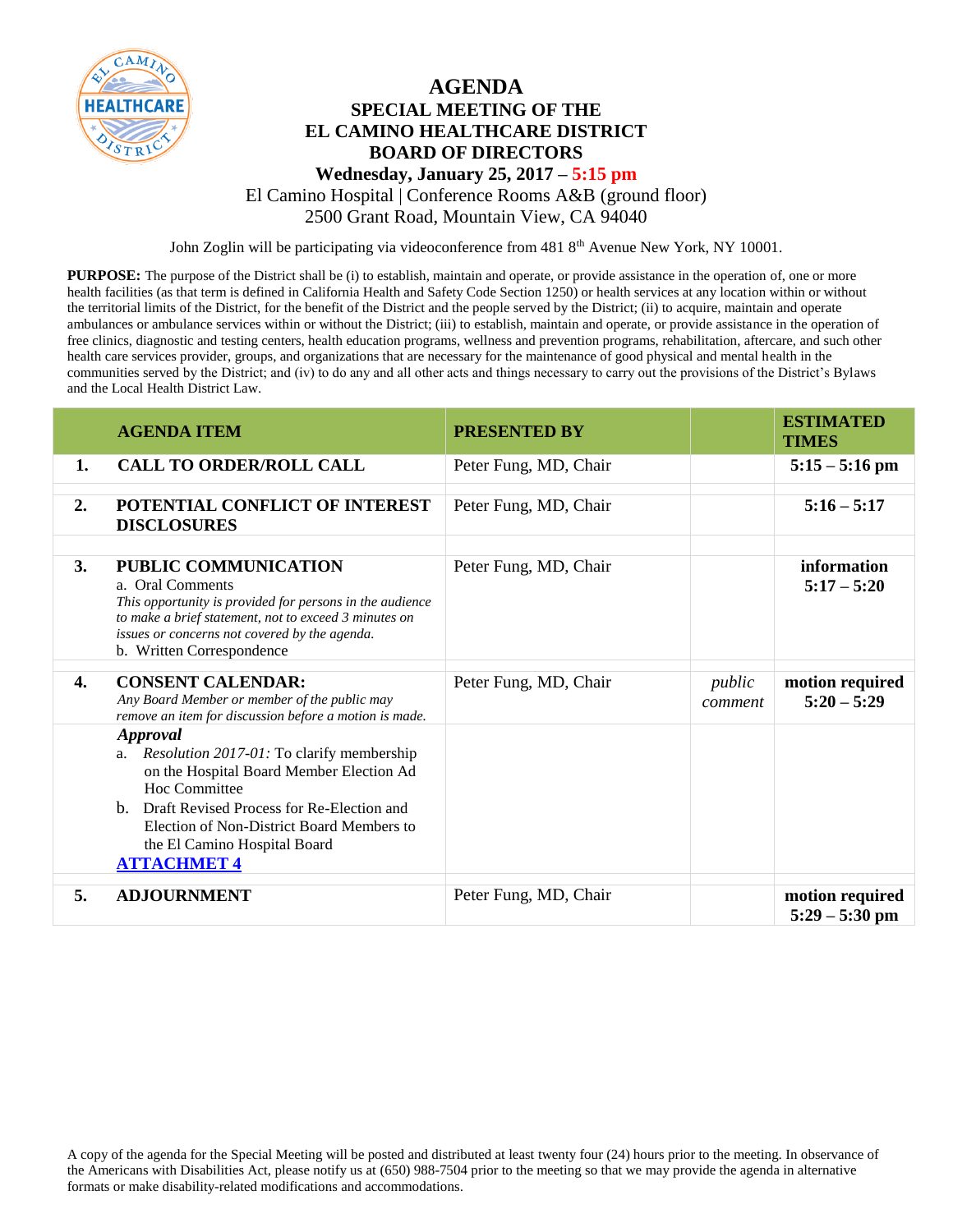# AGENDA

## SPECIAL MEETING OF THE EL CAMINO HEALTHCARE DISTRICT BOARD OF DIRECTORS

**Wednesday, January 25, 2017 – 5:15 pm**

El Camino Hospital | Conference Rooms A&B (ground floor)
2500 Grant Road, Mountain View, CA 94040

John Zoglin will be participating via videoconference from 481 8th Avenue New York, NY 10001.

**PURPOSE:** The purpose of the District shall be (i) to establish, maintain and operate, or provide assistance in the operation of, one or more health facilities (as that term is defined in California Health and Safety Code Section 1250) or health services at any location within or without the territorial limits of the District, for the benefit of the District and the people served by the District; (ii) to acquire, maintain and operate ambulances or ambulance services within or without the District; (iii) to establish, maintain and operate, or provide assistance in the operation of free clinics, diagnostic and testing centers, health education programs, wellness and prevention programs, rehabilitation, aftercare, and such other health care services provider, groups, and organizations that are necessary for the maintenance of good physical and mental health in the communities served by the District; and (iv) to do any and all other acts and things necessary to carry out the provisions of the District's Bylaws and the Local Health District Law.

| | AGENDA ITEM | PRESENTED BY | | ESTIMATED TIMES |
|---|---|---|---|---|
| 1. | **CALL TO ORDER/ROLL CALL** | Peter Fung, MD, Chair | | **5:15 – 5:16 pm** |
| 2. | **POTENTIAL CONFLICT OF INTEREST DISCLOSURES** | Peter Fung, MD, Chair | | **5:16 – 5:17** |
| 3. | **PUBLIC COMMUNICATION**<br>a. Oral Comments<br>*This opportunity is provided for persons in the audience to make a brief statement, not to exceed 3 minutes on issues or concerns not covered by the agenda.*<br>b. Written Correspondence | Peter Fung, MD, Chair | | **information**<br>**5:17 – 5:20** |
| 4. | **CONSENT CALENDAR:**<br>*Any Board Member or member of the public may remove an item for discussion before a motion is made.* | Peter Fung, MD, Chair | *public comment* | **motion required**<br>**5:20 – 5:29** |
| | ***Approval***<br>a. *Resolution 2017-01:* To clarify membership on the Hospital Board Member Election Ad Hoc Committee<br>b. Draft Revised Process for Re-Election and Election of Non-District Board Members to the El Camino Hospital Board<br>**ATTACHMET 4** | | | |
| 5. | **ADJOURNMENT** | Peter Fung, MD, Chair | | **motion required**<br>**5:29 – 5:30 pm** |

A copy of the agenda for the Special Meeting will be posted and distributed at least twenty four (24) hours prior to the meeting. In observance of the Americans with Disabilities Act, please notify us at (650) 988-7504 prior to the meeting so that we may provide the agenda in alternative formats or make disability-related modifications and accommodations.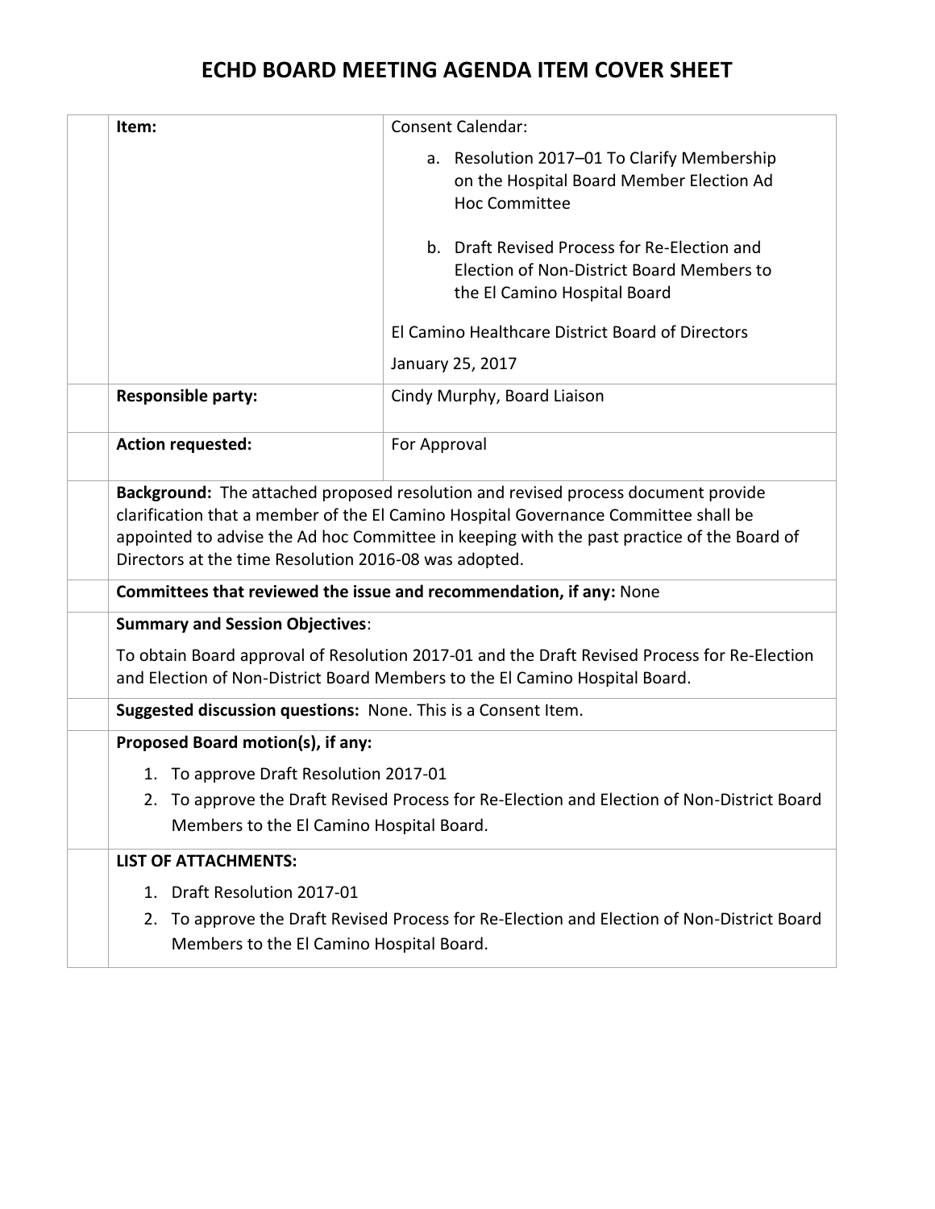# ECHD BOARD MEETING AGENDA ITEM COVER SHEET

| **Item:** | Consent Calendar:<br>a. Resolution 2017–01 To Clarify Membership on the Hospital Board Member Election Ad Hoc Committee<br>b. Draft Revised Process for Re-Election and Election of Non-District Board Members to the El Camino Hospital Board<br>El Camino Healthcare District Board of Directors<br>January 25, 2017 |
|---|---|
| **Responsible party:** | Cindy Murphy, Board Liaison |
| **Action requested:** | For Approval |

**Background:** The attached proposed resolution and revised process document provide clarification that a member of the El Camino Hospital Governance Committee shall be appointed to advise the Ad hoc Committee in keeping with the past practice of the Board of Directors at the time Resolution 2016-08 was adopted.

**Committees that reviewed the issue and recommendation, if any:** None

**Summary and Session Objectives**:

To obtain Board approval of Resolution 2017-01 and the Draft Revised Process for Re-Election and Election of Non-District Board Members to the El Camino Hospital Board.

**Suggested discussion questions:** None. This is a Consent Item.

**Proposed Board motion(s), if any:**

1. To approve Draft Resolution 2017-01
2. To approve the Draft Revised Process for Re-Election and Election of Non-District Board Members to the El Camino Hospital Board.

**LIST OF ATTACHMENTS:**

1. Draft Resolution 2017-01
2. To approve the Draft Revised Process for Re-Election and Election of Non-District Board Members to the El Camino Hospital Board.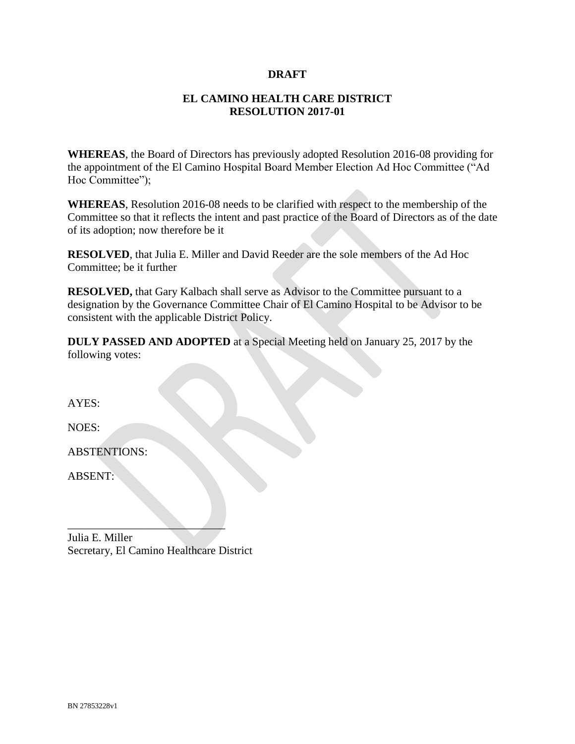**DRAFT**

**EL CAMINO HEALTH CARE DISTRICT**
**RESOLUTION 2017-01**

**WHEREAS**, the Board of Directors has previously adopted Resolution 2016-08 providing for the appointment of the El Camino Hospital Board Member Election Ad Hoc Committee ("Ad Hoc Committee");

**WHEREAS**, Resolution 2016-08 needs to be clarified with respect to the membership of the Committee so that it reflects the intent and past practice of the Board of Directors as of the date of its adoption; now therefore be it

**RESOLVED**, that Julia E. Miller and David Reeder are the sole members of the Ad Hoc Committee; be it further

**RESOLVED,** that Gary Kalbach shall serve as Advisor to the Committee pursuant to a designation by the Governance Committee Chair of El Camino Hospital to be Advisor to be consistent with the applicable District Policy.

**DULY PASSED AND ADOPTED** at a Special Meeting held on January 25, 2017 by the following votes:

AYES:

NOES:

ABSTENTIONS:

ABSENT:

\_\_\_\_\_\_\_\_\_\_\_\_\_\_\_\_\_\_\_\_\_\_\_\_\_\_\_\_\_
Julia E. Miller
Secretary, El Camino Healthcare District

BN 27853228v1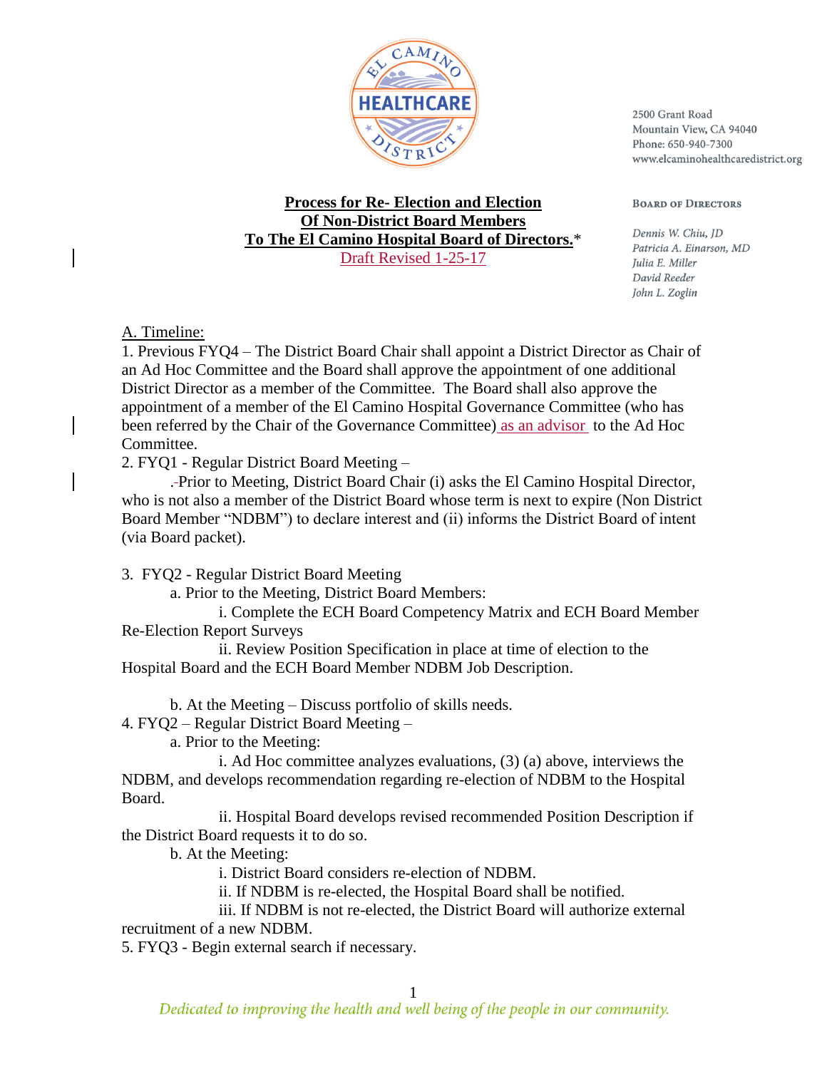2500 Grant Road
Mountain View, CA 94040
Phone: 650-940-7300
www.elcaminohealthcaredistrict.org

**Board of Directors**

*Dennis W. Chiu, JD*
*Patricia A. Einarson, MD*
*Julia E. Miller*
*David Reeder*
*John L. Zoglin*

**Process for Re- Election and Election**
**Of Non-District Board Members**
**To The El Camino Hospital Board of Directors.***
Draft Revised 1-25-17

A. Timeline:

1. Previous FYQ4 – The District Board Chair shall appoint a District Director as Chair of an Ad Hoc Committee and the Board shall approve the appointment of one additional District Director as a member of the Committee. The Board shall also approve the appointment of a member of the El Camino Hospital Governance Committee (who has been referred by the Chair of the Governance Committee) as an advisor to the Ad Hoc Committee.

2. FYQ1 - Regular District Board Meeting –

   Prior to Meeting, District Board Chair (i) asks the El Camino Hospital Director, who is not also a member of the District Board whose term is next to expire (Non District Board Member "NDBM") to declare interest and (ii) informs the District Board of intent (via Board packet).

3. FYQ2 - Regular District Board Meeting

   a. Prior to the Meeting, District Board Members:

      i. Complete the ECH Board Competency Matrix and ECH Board Member Re-Election Report Surveys

      ii. Review Position Specification in place at time of election to the Hospital Board and the ECH Board Member NDBM Job Description.

   b. At the Meeting – Discuss portfolio of skills needs.

4. FYQ2 – Regular District Board Meeting –

   a. Prior to the Meeting:

      i. Ad Hoc committee analyzes evaluations, (3) (a) above, interviews the NDBM, and develops recommendation regarding re-election of NDBM to the Hospital Board.

      ii. Hospital Board develops revised recommended Position Description if the District Board requests it to do so.

   b. At the Meeting:

      i. District Board considers re-election of NDBM.

      ii. If NDBM is re-elected, the Hospital Board shall be notified.

      iii. If NDBM is not re-elected, the District Board will authorize external recruitment of a new NDBM.

5. FYQ3 - Begin external search if necessary.

*Dedicated to improving the health and well being of the people in our community.*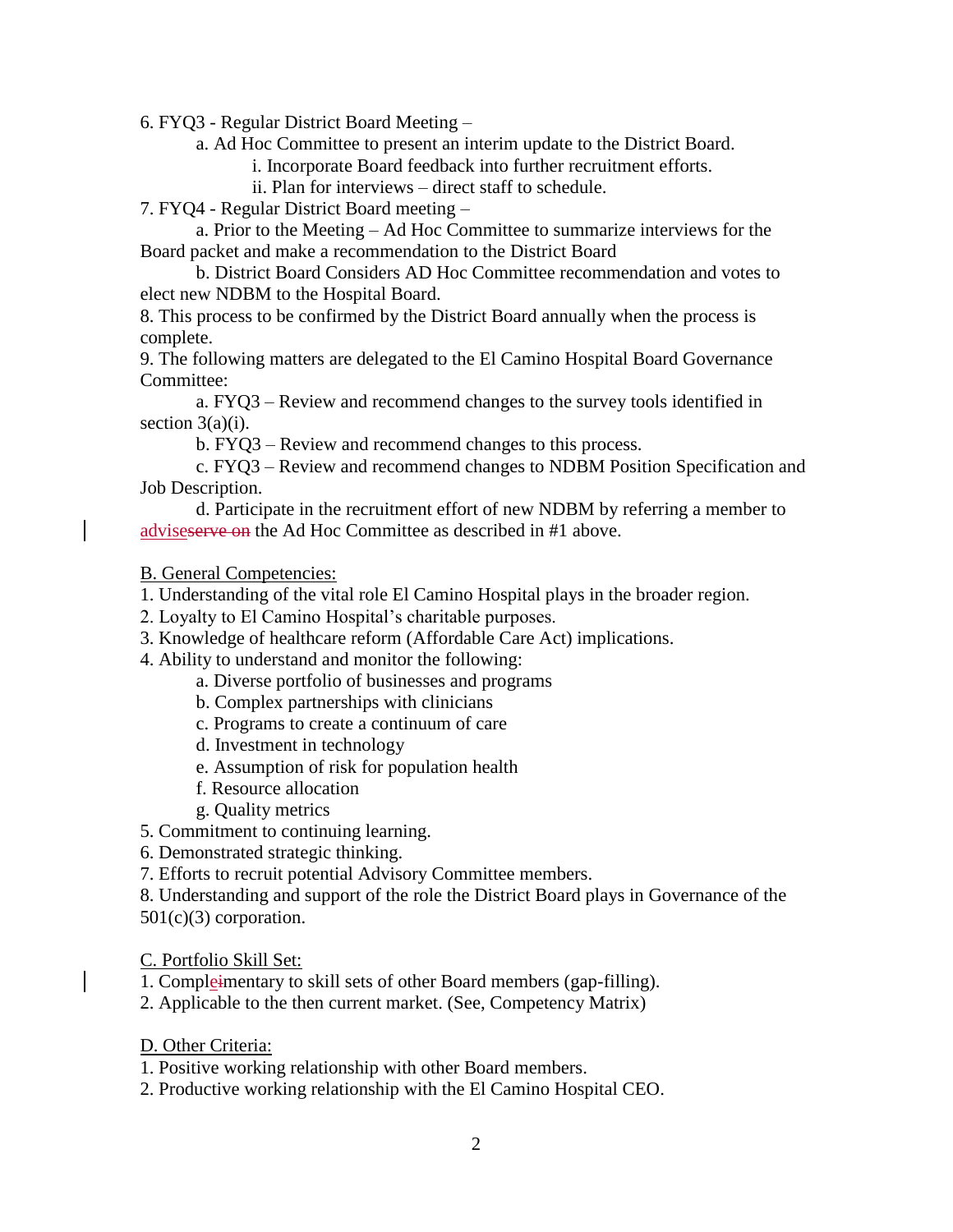6. FYQ3 - Regular District Board Meeting –

    a. Ad Hoc Committee to present an interim update to the District Board.

        i. Incorporate Board feedback into further recruitment efforts.

        ii. Plan for interviews – direct staff to schedule.

7. FYQ4 - Regular District Board meeting –

    a. Prior to the Meeting – Ad Hoc Committee to summarize interviews for the Board packet and make a recommendation to the District Board

    b. District Board Considers AD Hoc Committee recommendation and votes to elect new NDBM to the Hospital Board.

8. This process to be confirmed by the District Board annually when the process is complete.

9. The following matters are delegated to the El Camino Hospital Board Governance Committee:

    a. FYQ3 – Review and recommend changes to the survey tools identified in section 3(a)(i).

    b. FYQ3 – Review and recommend changes to this process.

    c. FYQ3 – Review and recommend changes to NDBM Position Specification and Job Description.

    d. Participate in the recruitment effort of new NDBM by referring a member to ~~serve on~~ advise the Ad Hoc Committee as described in #1 above.

B. General Competencies:

1. Understanding of the vital role El Camino Hospital plays in the broader region.
2. Loyalty to El Camino Hospital's charitable purposes.
3. Knowledge of healthcare reform (Affordable Care Act) implications.
4. Ability to understand and monitor the following:
    a. Diverse portfolio of businesses and programs
    b. Complex partnerships with clinicians
    c. Programs to create a continuum of care
    d. Investment in technology
    e. Assumption of risk for population health
    f. Resource allocation
    g. Quality metrics
5. Commitment to continuing learning.
6. Demonstrated strategic thinking.
7. Efforts to recruit potential Advisory Committee members.
8. Understanding and support of the role the District Board plays in Governance of the 501(c)(3) corporation.

C. Portfolio Skill Set:

1. Compl~~i~~ementary to skill sets of other Board members (gap-filling).
2. Applicable to the then current market. (See, Competency Matrix)

D. Other Criteria:

1. Positive working relationship with other Board members.
2. Productive working relationship with the El Camino Hospital CEO.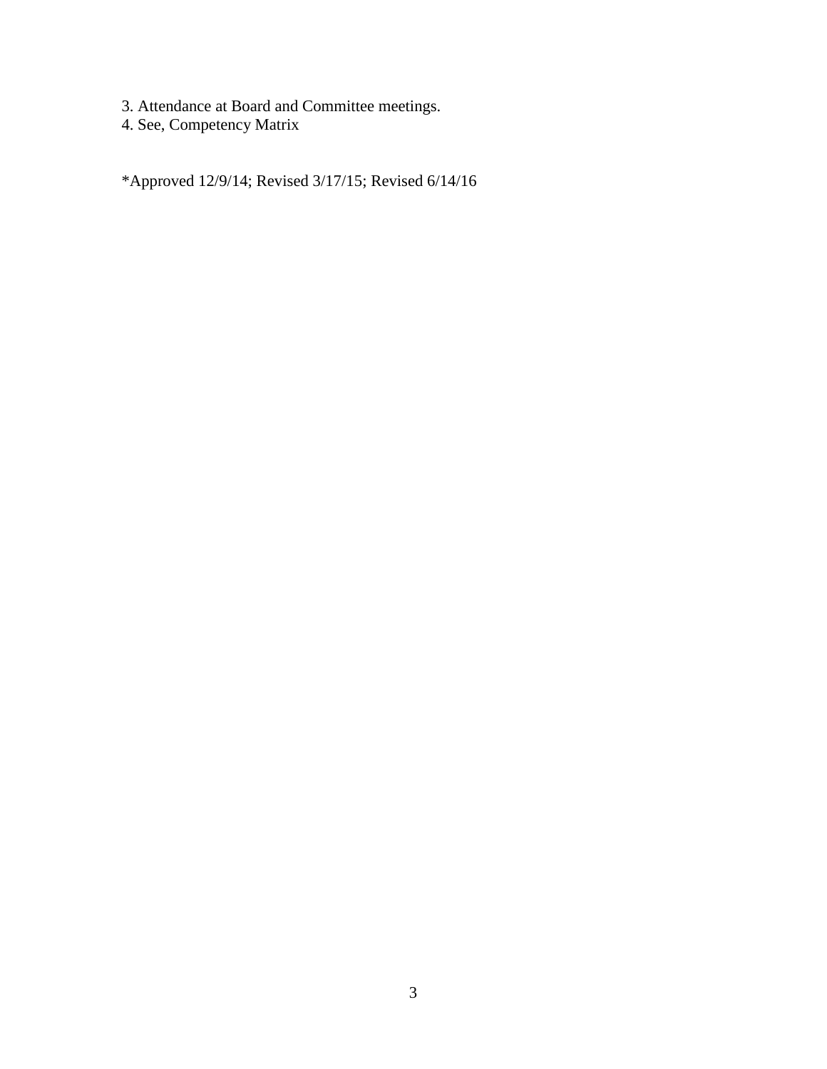3. Attendance at Board and Committee meetings.
4. See, Competency Matrix

*Approved 12/9/14; Revised 3/17/15; Revised 6/14/16